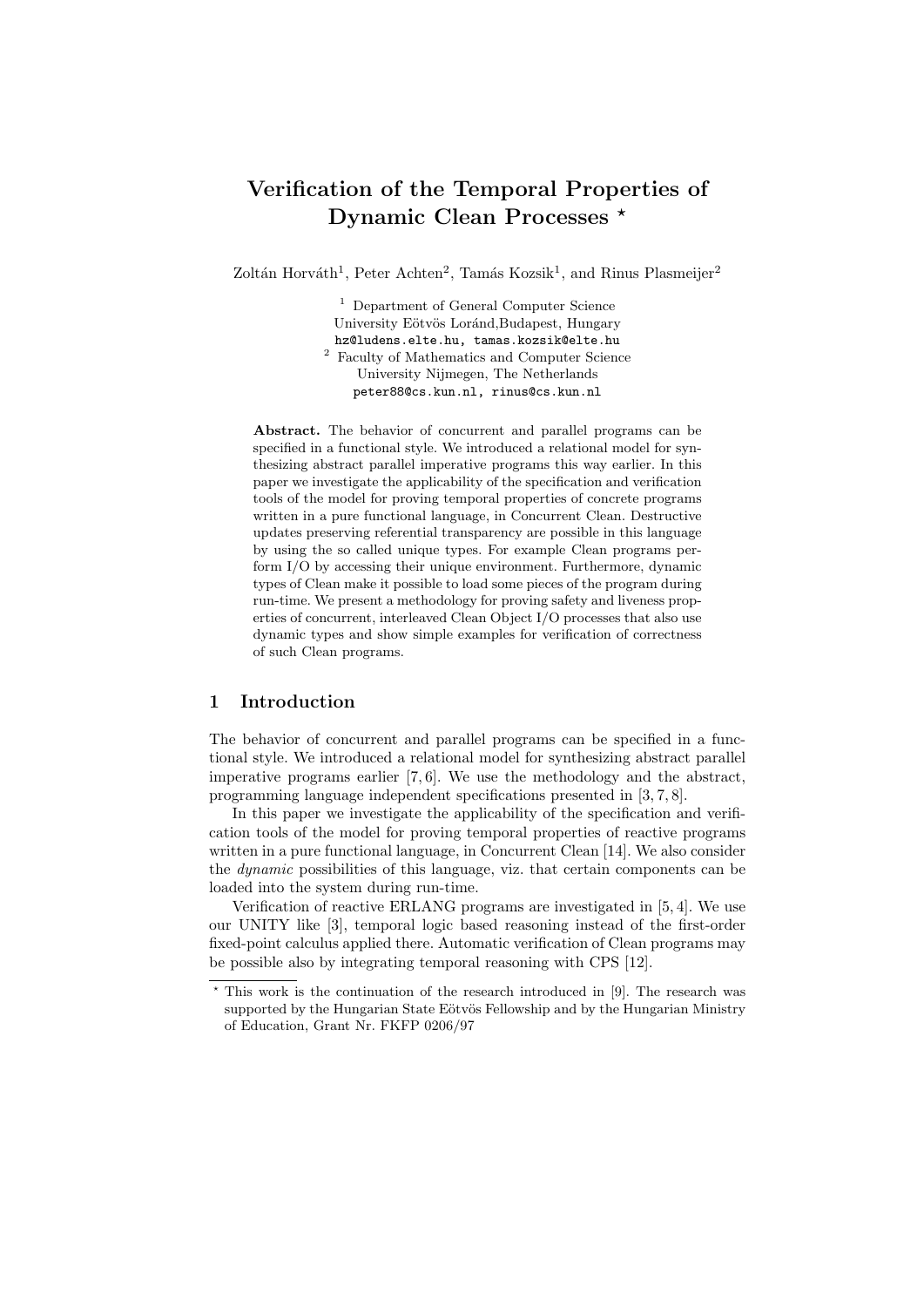# Verification of the Temporal Properties of Dynamic Clean Processes *

Zoltán Horváth[1], Peter Achten[2], Tamás Kozsik[1], and Rinus Plasmeijer[2]

[1] Department of General Computer Science
University Eötvös Loránd,Budapest, Hungary
hz@ludens.elte.hu, tamas.kozsik@elte.hu

[2] Faculty of Mathematics and Computer Science
University Nijmegen, The Netherlands
peter88@cs.kun.nl, rinus@cs.kun.nl

**Abstract.** The behavior of concurrent and parallel programs can be specified in a functional style. We introduced a relational model for synthesizing abstract parallel imperative programs this way earlier. In this paper we investigate the applicability of the specification and verification tools of the model for proving temporal properties of concrete programs written in a pure functional language, in Concurrent Clean. Destructive updates preserving referential transparency are possible in this language by using the so called unique types. For example Clean programs perform I/O by accessing their unique environment. Furthermore, dynamic types of Clean make it possible to load some pieces of the program during run-time. We present a methodology for proving safety and liveness properties of concurrent, interleaved Clean Object I/O processes that also use dynamic types and show simple examples for verification of correctness of such Clean programs.

## 1 Introduction

The behavior of concurrent and parallel programs can be specified in a functional style. We introduced a relational model for synthesizing abstract parallel imperative programs earlier [7, 6]. We use the methodology and the abstract, programming language independent specifications presented in [3, 7, 8].

In this paper we investigate the applicability of the specification and verification tools of the model for proving temporal properties of reactive programs written in a pure functional language, in Concurrent Clean [14]. We also consider the *dynamic* possibilities of this language, viz. that certain components can be loaded into the system during run-time.

Verification of reactive ERLANG programs are investigated in [5, 4]. We use our UNITY like [3], temporal logic based reasoning instead of the first-order fixed-point calculus applied there. Automatic verification of Clean programs may be possible also by integrating temporal reasoning with CPS [12].

* This work is the continuation of the research introduced in [9]. The research was supported by the Hungarian State Eötvös Fellowship and by the Hungarian Ministry of Education, Grant Nr. FKFP 0206/97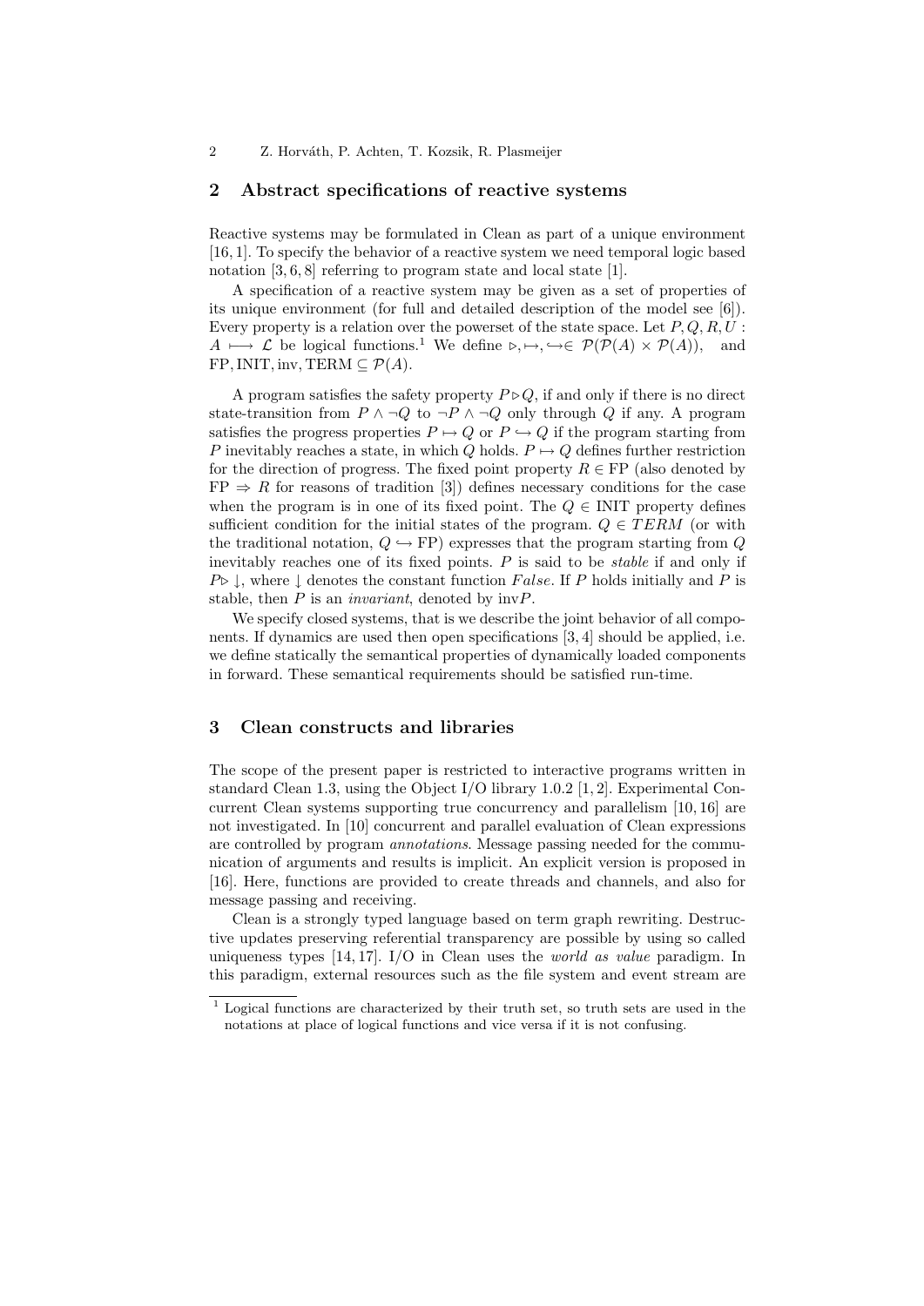## 2 Abstract specifications of reactive systems

Reactive systems may be formulated in Clean as part of a unique environment [16, 1]. To specify the behavior of a reactive system we need temporal logic based notation [3, 6, 8] referring to program state and local state [1].

A specification of a reactive system may be given as a set of properties of its unique environment (for full and detailed description of the model see [6]). Every property is a relation over the powerset of the state space. Let $P, Q, R, U : A \longmapsto \mathcal{L}$ be logical functions.[1] We define $\triangleright, \mapsto, \hookrightarrow \in \mathcal{P}(\mathcal{P}(A) \times \mathcal{P}(A))$, and $\mathrm{FP}, \mathrm{INIT}, \mathrm{inv}, \mathrm{TERM} \subseteq \mathcal{P}(A)$.

A program satisfies the safety property $P \triangleright Q$, if and only if there is no direct state-transition from $P \wedge \neg Q$ to $\neg P \wedge \neg Q$ only through $Q$ if any. A program satisfies the progress properties $P \mapsto Q$ or $P \hookrightarrow Q$ if the program starting from $P$ inevitably reaches a state, in which $Q$ holds. $P \mapsto Q$ defines further restriction for the direction of progress. The fixed point property $R \in \mathrm{FP}$ (also denoted by $\mathrm{FP} \Rightarrow R$ for reasons of tradition [3]) defines necessary conditions for the case when the program is in one of its fixed point. The $Q \in \mathrm{INIT}$ property defines sufficient condition for the initial states of the program. $Q \in TERM$ (or with the traditional notation, $Q \hookrightarrow \mathrm{FP}$) expresses that the program starting from $Q$ inevitably reaches one of its fixed points. $P$ is said to be *stable* if and only if $P \triangleright \downarrow$, where $\downarrow$ denotes the constant function $False$. If $P$ holds initially and $P$ is stable, then $P$ is an *invariant*, denoted by $\mathrm{inv}P$.

We specify closed systems, that is we describe the joint behavior of all components. If dynamics are used then open specifications [3, 4] should be applied, i.e. we define statically the semantical properties of dynamically loaded components in forward. These semantical requirements should be satisfied run-time.

## 3 Clean constructs and libraries

The scope of the present paper is restricted to interactive programs written in standard Clean 1.3, using the Object I/O library 1.0.2 [1, 2]. Experimental Concurrent Clean systems supporting true concurrency and parallelism [10, 16] are not investigated. In [10] concurrent and parallel evaluation of Clean expressions are controlled by program *annotations*. Message passing needed for the communication of arguments and results is implicit. An explicit version is proposed in [16]. Here, functions are provided to create threads and channels, and also for message passing and receiving.

Clean is a strongly typed language based on term graph rewriting. Destructive updates preserving referential transparency are possible by using so called uniqueness types [14, 17]. I/O in Clean uses the *world as value* paradigm. In this paradigm, external resources such as the file system and event stream are

[1] Logical functions are characterized by their truth set, so truth sets are used in the notations at place of logical functions and vice versa if it is not confusing.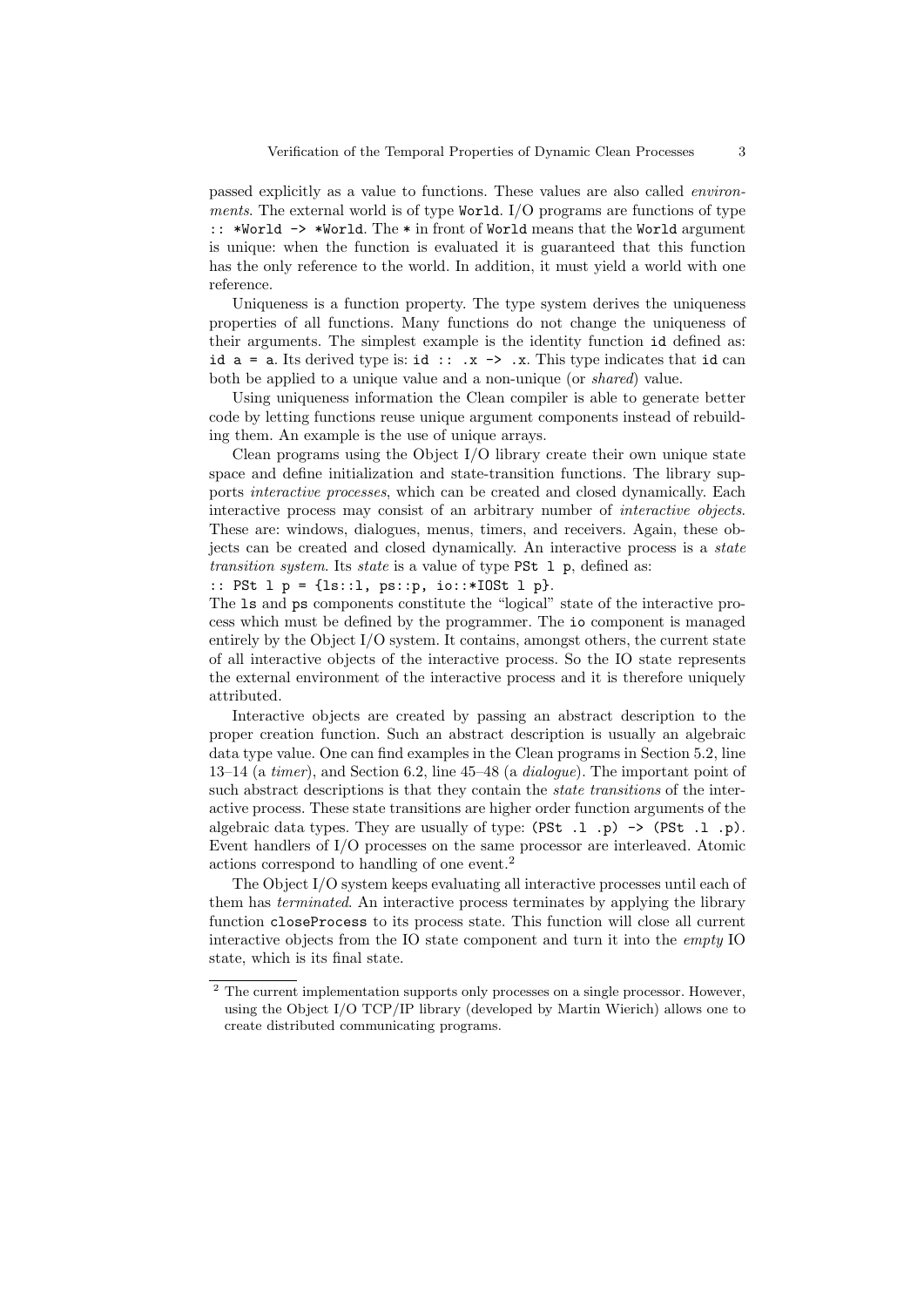passed explicitly as a value to functions. These values are also called *environments*. The external world is of type `World`. I/O programs are functions of type `:: *World -> *World`. The `*` in front of `World` means that the `World` argument is unique: when the function is evaluated it is guaranteed that this function has the only reference to the world. In addition, it must yield a world with one reference.

Uniqueness is a function property. The type system derives the uniqueness properties of all functions. Many functions do not change the uniqueness of their arguments. The simplest example is the identity function `id` defined as: `id a = a`. Its derived type is: `id :: .x -> .x`. This type indicates that `id` can both be applied to a unique value and a non-unique (or *shared*) value.

Using uniqueness information the Clean compiler is able to generate better code by letting functions reuse unique argument components instead of rebuilding them. An example is the use of unique arrays.

Clean programs using the Object I/O library create their own unique state space and define initialization and state-transition functions. The library supports *interactive processes*, which can be created and closed dynamically. Each interactive process may consist of an arbitrary number of *interactive objects*. These are: windows, dialogues, menus, timers, and receivers. Again, these objects can be created and closed dynamically. An interactive process is a *state transition system*. Its *state* is a value of type `PSt l p`, defined as:
`:: PSt l p = {ls::l, ps::p, io::*IOSt l p}`.
The `ls` and `ps` components constitute the "logical" state of the interactive process which must be defined by the programmer. The `io` component is managed entirely by the Object I/O system. It contains, amongst others, the current state of all interactive objects of the interactive process. So the IO state represents the external environment of the interactive process and it is therefore uniquely attributed.

Interactive objects are created by passing an abstract description to the proper creation function. Such an abstract description is usually an algebraic data type value. One can find examples in the Clean programs in Section 5.2, line 13–14 (a *timer*), and Section 6.2, line 45–48 (a *dialogue*). The important point of such abstract descriptions is that they contain the *state transitions* of the interactive process. These state transitions are higher order function arguments of the algebraic data types. They are usually of type: `(PSt .l .p) -> (PSt .l .p)`. Event handlers of I/O processes on the same processor are interleaved. Atomic actions correspond to handling of one event.[2]

The Object I/O system keeps evaluating all interactive processes until each of them has *terminated*. An interactive process terminates by applying the library function `closeProcess` to its process state. This function will close all current interactive objects from the IO state component and turn it into the *empty* IO state, which is its final state.

[2] The current implementation supports only processes on a single processor. However, using the Object I/O TCP/IP library (developed by Martin Wierich) allows one to create distributed communicating programs.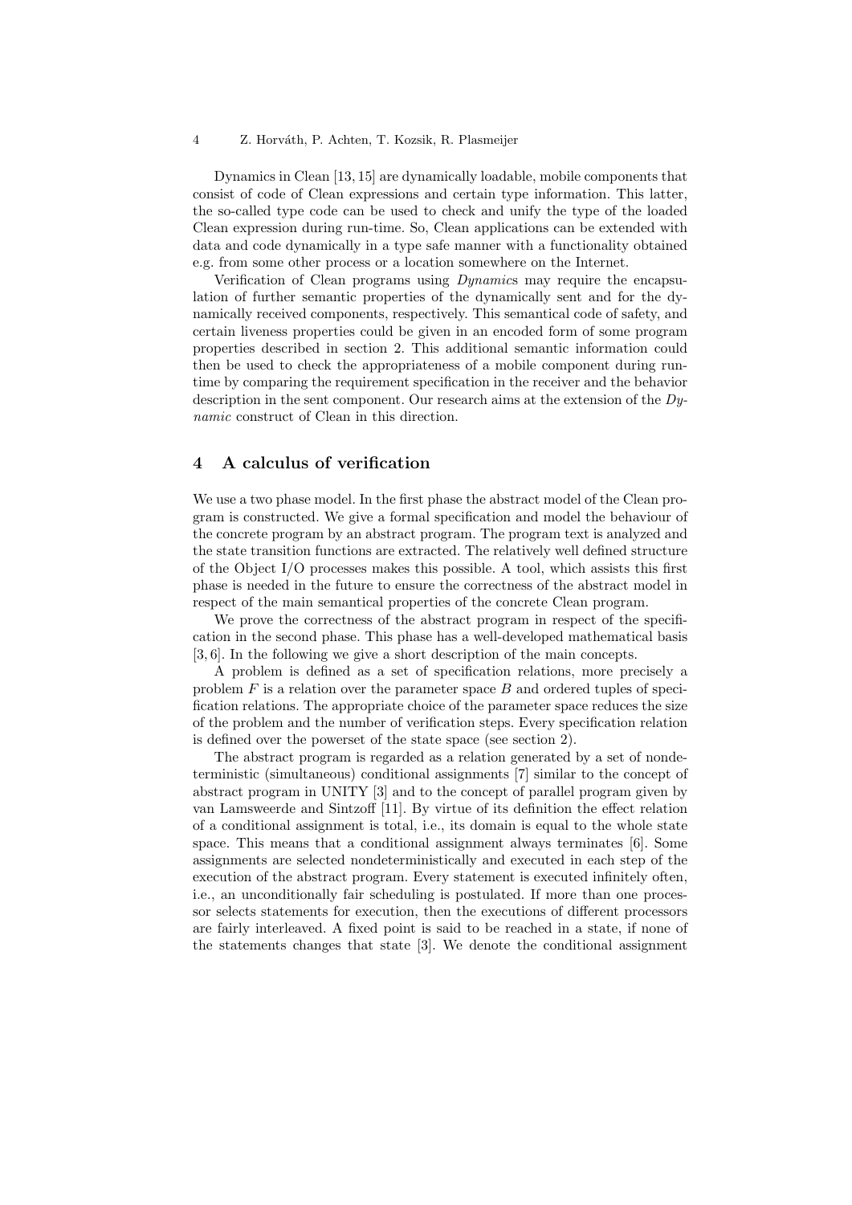Dynamics in Clean [13, 15] are dynamically loadable, mobile components that consist of code of Clean expressions and certain type information. This latter, the so-called type code can be used to check and unify the type of the loaded Clean expression during run-time. So, Clean applications can be extended with data and code dynamically in a type safe manner with a functionality obtained e.g. from some other process or a location somewhere on the Internet.

Verification of Clean programs using *Dynamic*s may require the encapsulation of further semantic properties of the dynamically sent and for the dynamically received components, respectively. This semantical code of safety, and certain liveness properties could be given in an encoded form of some program properties described in section 2. This additional semantic information could then be used to check the appropriateness of a mobile component during runtime by comparing the requirement specification in the receiver and the behavior description in the sent component. Our research aims at the extension of the *Dynamic* construct of Clean in this direction.

## 4 A calculus of verification

We use a two phase model. In the first phase the abstract model of the Clean program is constructed. We give a formal specification and model the behaviour of the concrete program by an abstract program. The program text is analyzed and the state transition functions are extracted. The relatively well defined structure of the Object I/O processes makes this possible. A tool, which assists this first phase is needed in the future to ensure the correctness of the abstract model in respect of the main semantical properties of the concrete Clean program.

We prove the correctness of the abstract program in respect of the specification in the second phase. This phase has a well-developed mathematical basis [3, 6]. In the following we give a short description of the main concepts.

A problem is defined as a set of specification relations, more precisely a problem $F$ is a relation over the parameter space $B$ and ordered tuples of specification relations. The appropriate choice of the parameter space reduces the size of the problem and the number of verification steps. Every specification relation is defined over the powerset of the state space (see section 2).

The abstract program is regarded as a relation generated by a set of nondeterministic (simultaneous) conditional assignments [7] similar to the concept of abstract program in UNITY [3] and to the concept of parallel program given by van Lamsweerde and Sintzoff [11]. By virtue of its definition the effect relation of a conditional assignment is total, i.e., its domain is equal to the whole state space. This means that a conditional assignment always terminates [6]. Some assignments are selected nondeterministically and executed in each step of the execution of the abstract program. Every statement is executed infinitely often, i.e., an unconditionally fair scheduling is postulated. If more than one processor selects statements for execution, then the executions of different processors are fairly interleaved. A fixed point is said to be reached in a state, if none of the statements changes that state [3]. We denote the conditional assignment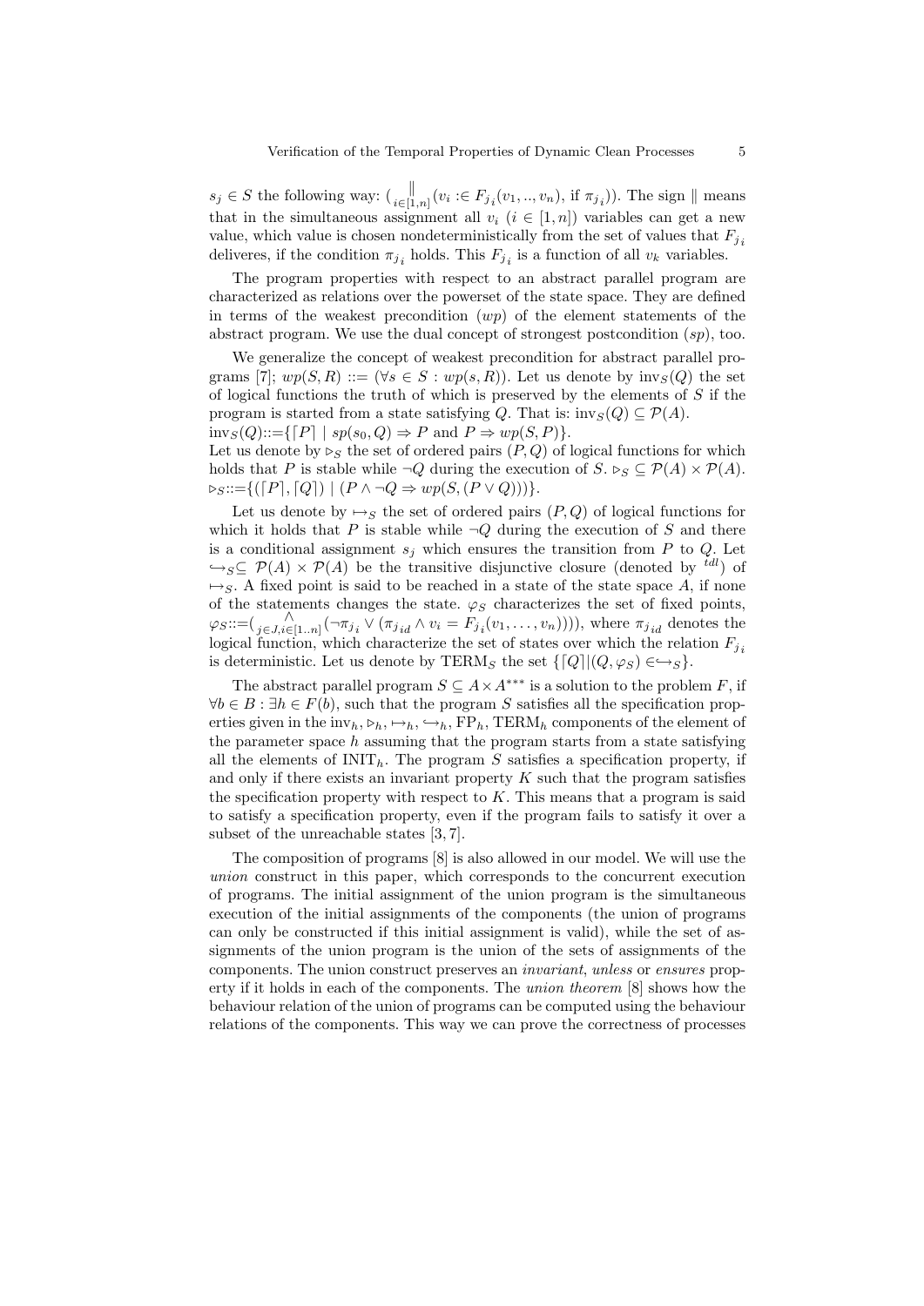$s_j \in S$ the following way: $(\underset{i\in[1,n]}{\|}(v_i :\in F_{j_i}(v_1,..,v_n), \text{ if } \pi_{j_i}))$. The sign $\|$ means that in the simultaneous assignment all $v_i$ ($i \in [1,n]$) variables can get a new value, which value is chosen nondeterministically from the set of values that $F_{j_i}$ deliveres, if the condition $\pi_{j_i}$ holds. This $F_{j_i}$ is a function of all $v_k$ variables.

The program properties with respect to an abstract parallel program are characterized as relations over the powerset of the state space. They are defined in terms of the weakest precondition ($wp$) of the element statements of the abstract program. We use the dual concept of strongest postcondition ($sp$), too.

We generalize the concept of weakest precondition for abstract parallel programs [7]; $wp(S,R) ::= (\forall s \in S : wp(s,R))$. Let us denote by $\text{inv}_S(Q)$ the set of logical functions the truth of which is preserved by the elements of $S$ if the program is started from a state satisfying $Q$. That is: $\text{inv}_S(Q) \subseteq \mathcal{P}(A)$.
$\text{inv}_S(Q)::=\{\lceil P \rceil \mid sp(s_0,Q) \Rightarrow P \text{ and } P \Rightarrow wp(S,P)\}$.
Let us denote by $\triangleright_S$ the set of ordered pairs $(P,Q)$ of logical functions for which holds that $P$ is stable while $\neg Q$ during the execution of $S$. $\triangleright_S \subseteq \mathcal{P}(A) \times \mathcal{P}(A)$.
$\triangleright_S::=\{(\lceil P \rceil, \lceil Q \rceil) \mid (P \wedge \neg Q \Rightarrow wp(S,(P \vee Q)))\}$.

Let us denote by $\mapsto_S$ the set of ordered pairs $(P,Q)$ of logical functions for which it holds that $P$ is stable while $\neg Q$ during the execution of $S$ and there is a conditional assignment $s_j$ which ensures the transition from $P$ to $Q$. Let $\hookrightarrow_S \subseteq \mathcal{P}(A) \times \mathcal{P}(A)$ be the transitive disjunctive closure (denoted by $^{tdl}$) of $\mapsto_S$. A fixed point is said to be reached in a state of the state space $A$, if none of the statements changes the state. $\varphi_S$ characterizes the set of fixed points, $\varphi_S::=(\bigwedge_{j\in J, i\in[1..n]}(\neg\pi_{j_i} \vee (\pi_{j_{id}} \wedge v_i = F_{j_i}(v_1,\ldots,v_n))))$, where $\pi_{j_{id}}$ denotes the logical function, which characterize the set of states over which the relation $F_{j_i}$ is deterministic. Let us denote by $\text{TERM}_S$ the set $\{\lceil Q \rceil | (Q,\varphi_S) \in \hookrightarrow_S\}$.

The abstract parallel program $S \subseteq A \times A^{***}$ is a solution to the problem $F$, if $\forall b \in B : \exists h \in F(b)$, such that the program $S$ satisfies all the specification properties given in the $\text{inv}_h, \triangleright_h, \mapsto_h, \hookrightarrow_h, \text{FP}_h, \text{TERM}_h$ components of the element of the parameter space $h$ assuming that the program starts from a state satisfying all the elements of $\text{INIT}_h$. The program $S$ satisfies a specification property, if and only if there exists an invariant property $K$ such that the program satisfies the specification property with respect to $K$. This means that a program is said to satisfy a specification property, even if the program fails to satisfy it over a subset of the unreachable states [3, 7].

The composition of programs [8] is also allowed in our model. We will use the *union* construct in this paper, which corresponds to the concurrent execution of programs. The initial assignment of the union program is the simultaneous execution of the initial assignments of the components (the union of programs can only be constructed if this initial assignment is valid), while the set of assignments of the union program is the union of the sets of assignments of the components. The union construct preserves an *invariant*, *unless* or *ensures* property if it holds in each of the components. The *union theorem* [8] shows how the behaviour relation of the union of programs can be computed using the behaviour relations of the components. This way we can prove the correctness of processes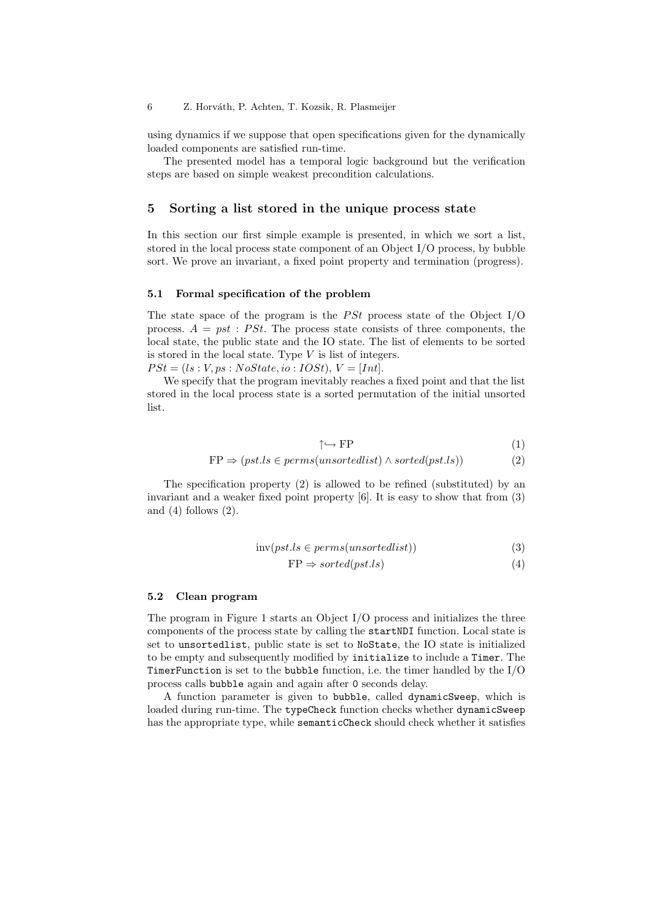using dynamics if we suppose that open specifications given for the dynamically loaded components are satisfied run-time.

The presented model has a temporal logic background but the verification steps are based on simple weakest precondition calculations.

## 5 Sorting a list stored in the unique process state

In this section our first simple example is presented, in which we sort a list, stored in the local process state component of an Object I/O process, by bubble sort. We prove an invariant, a fixed point property and termination (progress).

### 5.1 Formal specification of the problem

The state space of the program is the $PSt$ process state of the Object I/O process. $A = pst : PSt$. The process state consists of three components, the local state, the public state and the IO state. The list of elements to be sorted is stored in the local state. Type $V$ is list of integers.

$PSt = (ls : V, ps : NoState, io : IOSt)$, $V = [Int]$.

We specify that the program inevitably reaches a fixed point and that the list stored in the local process state is a sorted permutation of the initial unsorted list.

$$\uparrow \hookrightarrow \mathrm{FP} \tag{1}$$

$$\mathrm{FP} \Rightarrow (pst.ls \in perms(unsortedlist) \wedge sorted(pst.ls)) \tag{2}$$

The specification property (2) is allowed to be refined (substituted) by an invariant and a weaker fixed point property [6]. It is easy to show that from (3) and (4) follows (2).

$$\mathrm{inv}(pst.ls \in perms(unsortedlist)) \tag{3}$$

$$\mathrm{FP} \Rightarrow sorted(pst.ls) \tag{4}$$

### 5.2 Clean program

The program in Figure 1 starts an Object I/O process and initializes the three components of the process state by calling the `startNDI` function. Local state is set to `unsortedlist`, public state is set to `NoState`, the IO state is initialized to be empty and subsequently modified by `initialize` to include a `Timer`. The `TimerFunction` is set to the `bubble` function, i.e. the timer handled by the I/O process calls `bubble` again and again after `0` seconds delay.

A function parameter is given to `bubble`, called `dynamicSweep`, which is loaded during run-time. The `typeCheck` function checks whether `dynamicSweep` has the appropriate type, while `semanticCheck` should check whether it satisfies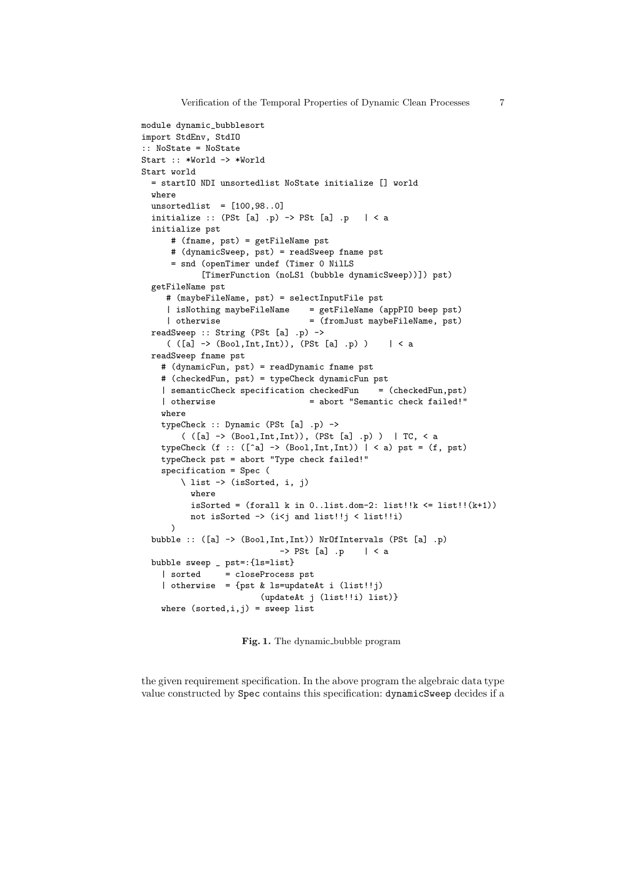```
module dynamic_bubblesort
import StdEnv, StdIO
:: NoState = NoState
Start :: *World -> *World
Start world
  = startIO NDI unsortedlist NoState initialize [] world
  where
  unsortedlist  = [100,98..0]
  initialize :: (PSt [a] .p) -> PSt [a] .p   | < a
  initialize pst
      # (fname, pst) = getFileName pst
      # (dynamicSweep, pst) = readSweep fname pst
      = snd (openTimer undef (Timer 0 NilLS
            [TimerFunction (noLS1 (bubble dynamicSweep))]) pst)
  getFileName pst
     # (maybeFileName, pst) = selectInputFile pst
     | isNothing maybeFileName    = getFileName (appPIO beep pst)
     | otherwise                  = (fromJust maybeFileName, pst)
  readSweep :: String (PSt [a] .p) ->
     ( ([a] -> (Bool,Int,Int)), (PSt [a] .p) )    | < a
  readSweep fname pst
    # (dynamicFun, pst) = readDynamic fname pst
    # (checkedFun, pst) = typeCheck dynamicFun pst
    | semanticCheck specification checkedFun    = (checkedFun,pst)
    | otherwise                   = abort "Semantic check failed!"
    where
    typeCheck :: Dynamic (PSt [a] .p) ->
        ( ([a] -> (Bool,Int,Int)), (PSt [a] .p) )  | TC, < a
    typeCheck (f :: ([^a] -> (Bool,Int,Int)) | < a) pst = (f, pst)
    typeCheck pst = abort "Type check failed!"
    specification = Spec (
        \ list -> (isSorted, i, j)
          where
          isSorted = (forall k in 0..list.dom-2: list!!k <= list!!(k+1))
          not isSorted -> (i<j and list!!j < list!!i)
      )
  bubble :: ([a] -> (Bool,Int,Int)) NrOfIntervals (PSt [a] .p)
                           -> PSt [a] .p    | < a
  bubble sweep _ pst=:{ls=list}
    | sorted     = closeProcess pst
    | otherwise  = {pst & ls=updateAt i (list!!j)
                        (updateAt j (list!!i) list)}
    where (sorted,i,j) = sweep list
```

**Fig. 1.** The dynamic_bubble program

the given requirement specification. In the above program the algebraic data type value constructed by Spec contains this specification: dynamicSweep decides if a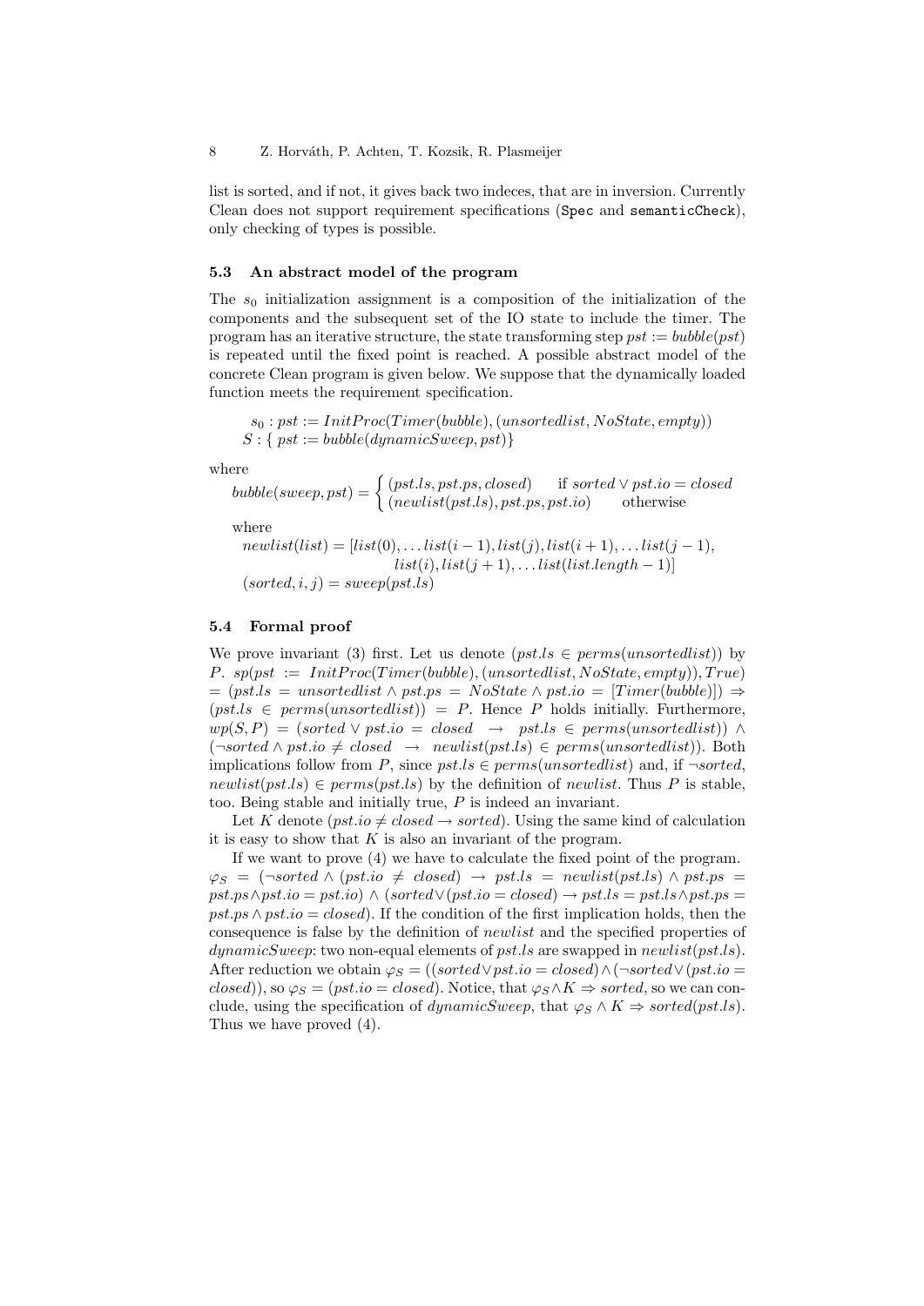list is sorted, and if not, it gives back two indeces, that are in inversion. Currently Clean does not support requirement specifications (`Spec` and `semanticCheck`), only checking of types is possible.

### 5.3 An abstract model of the program

The $s_0$ initialization assignment is a composition of the initialization of the components and the subsequent set of the IO state to include the timer. The program has an iterative structure, the state transforming step $pst := bubble(pst)$ is repeated until the fixed point is reached. A possible abstract model of the concrete Clean program is given below. We suppose that the dynamically loaded function meets the requirement specification.

$$s_0 : pst := InitProc(Timer(bubble), (unsortedlist, NoState, empty))$$
$$S : \{\ pst := bubble(dynamicSweep, pst)\}$$

where

$$bubble(sweep, pst) = \begin{cases} (pst.ls, pst.ps, closed) & \text{if } sorted \vee pst.io = closed \\ (newlist(pst.ls), pst.ps, pst.io) & \text{otherwise} \end{cases}$$

where

$$newlist(list) = [list(0), \ldots list(i-1), list(j), list(i+1), \ldots list(j-1), list(i), list(j+1), \ldots list(list.length - 1)]$$
$$(sorted, i, j) = sweep(pst.ls)$$

### 5.4 Formal proof

We prove invariant (3) first. Let us denote $(pst.ls \in perms(unsortedlist))$ by $P$. $sp(pst := InitProc(Timer(bubble), (unsortedlist, NoState, empty)), True) = (pst.ls = unsortedlist \wedge pst.ps = NoState \wedge pst.io = [Timer(bubble)]) \Rightarrow (pst.ls \in perms(unsortedlist)) = P$. Hence $P$ holds initially. Furthermore, $wp(S, P) = (sorted \vee pst.io = closed \;\; \rightarrow \;\; pst.ls \in perms(unsortedlist)) \wedge (\neg sorted \wedge pst.io \neq closed \;\; \rightarrow \;\; newlist(pst.ls) \in perms(unsortedlist))$. Both implications follow from $P$, since $pst.ls \in perms(unsortedlist)$ and, if $\neg sorted$, $newlist(pst.ls) \in perms(pst.ls)$ by the definition of $newlist$. Thus $P$ is stable, too. Being stable and initially true, $P$ is indeed an invariant.

Let $K$ denote $(pst.io \neq closed \rightarrow sorted)$. Using the same kind of calculation it is easy to show that $K$ is also an invariant of the program.

If we want to prove (4) we have to calculate the fixed point of the program. $\varphi_S = (\neg sorted \wedge (pst.io \neq closed) \rightarrow pst.ls = newlist(pst.ls) \wedge pst.ps = pst.ps \wedge pst.io = pst.io) \wedge (sorted \vee (pst.io = closed) \rightarrow pst.ls = pst.ls \wedge pst.ps = pst.ps \wedge pst.io = closed)$. If the condition of the first implication holds, then the consequence is false by the definition of $newlist$ and the specified properties of $dynamicSweep$: two non-equal elements of $pst.ls$ are swapped in $newlist(pst.ls)$. After reduction we obtain $\varphi_S = ((sorted \vee pst.io = closed) \wedge (\neg sorted \vee (pst.io = closed))$, so $\varphi_S = (pst.io = closed)$. Notice, that $\varphi_S \wedge K \Rightarrow sorted$, so we can conclude, using the specification of $dynamicSweep$, that $\varphi_S \wedge K \Rightarrow sorted(pst.ls)$. Thus we have proved (4).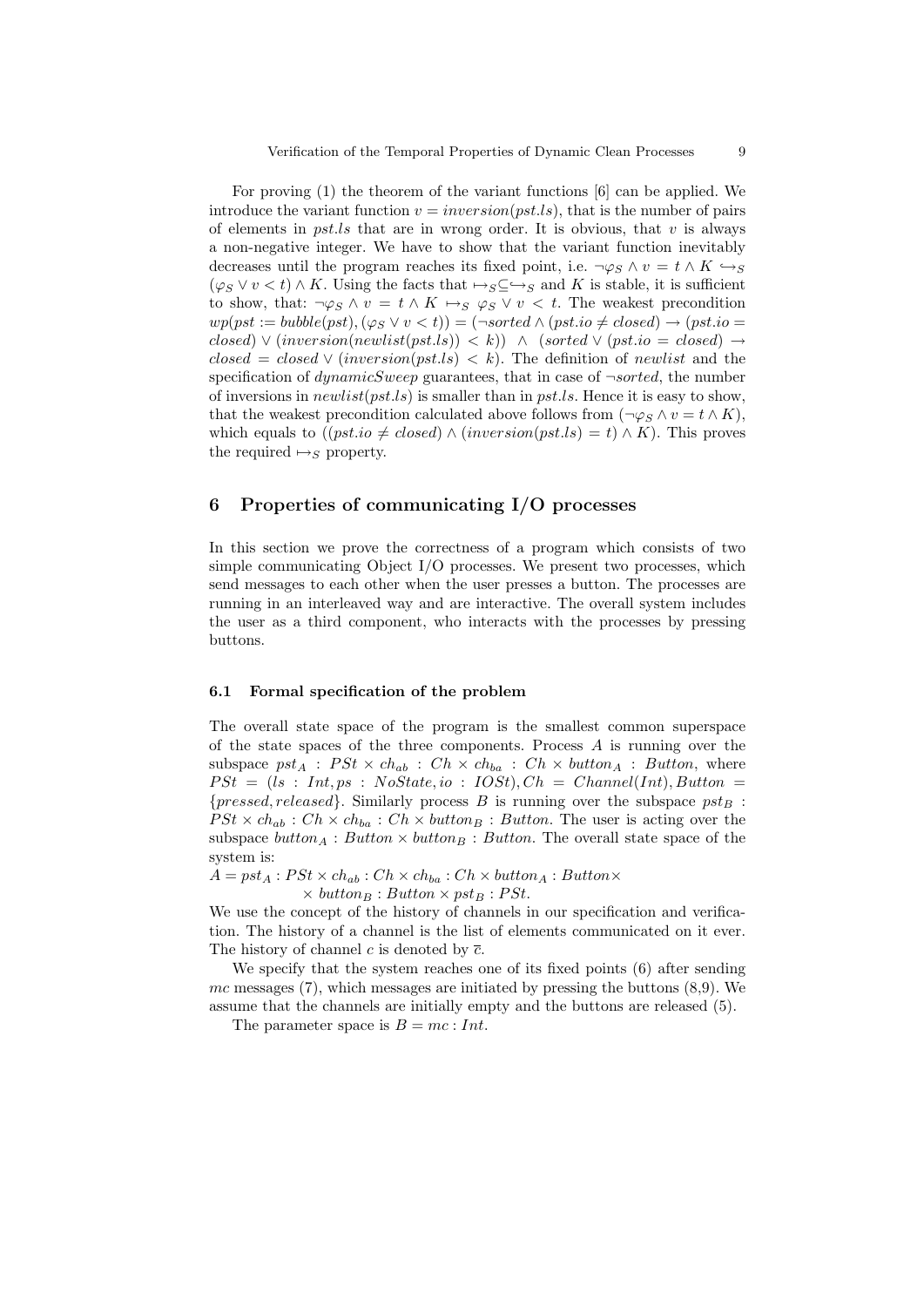For proving (1) the theorem of the variant functions [6] can be applied. We introduce the variant function $v = inversion(pst.ls)$, that is the number of pairs of elements in $pst.ls$ that are in wrong order. It is obvious, that $v$ is always a non-negative integer. We have to show that the variant function inevitably decreases until the program reaches its fixed point, i.e. $\neg\varphi_S \wedge v = t \wedge K \hookrightarrow_S (\varphi_S \vee v < t) \wedge K$. Using the facts that $\mapsto_S \subseteq \hookrightarrow_S$ and $K$ is stable, it is sufficient to show, that: $\neg\varphi_S \wedge v = t \wedge K \mapsto_S \varphi_S \vee v < t$. The weakest precondition $wp(pst := bubble(pst), (\varphi_S \vee v < t)) = (\neg sorted \wedge (pst.io \neq closed) \rightarrow (pst.io = closed) \vee (inversion(newlist(pst.ls)) < k)) \;\wedge\; (sorted \vee (pst.io = closed) \rightarrow closed = closed \vee (inversion(pst.ls) < k)$. The definition of $newlist$ and the specification of $dynamicSweep$ guarantees, that in case of $\neg sorted$, the number of inversions in $newlist(pst.ls)$ is smaller than in $pst.ls$. Hence it is easy to show, that the weakest precondition calculated above follows from $(\neg\varphi_S \wedge v = t \wedge K)$, which equals to $((pst.io \neq closed) \wedge (inversion(pst.ls) = t) \wedge K)$. This proves the required $\mapsto_S$ property.

## 6 Properties of communicating I/O processes

In this section we prove the correctness of a program which consists of two simple communicating Object I/O processes. We present two processes, which send messages to each other when the user presses a button. The processes are running in an interleaved way and are interactive. The overall system includes the user as a third component, who interacts with the processes by pressing buttons.

### 6.1 Formal specification of the problem

The overall state space of the program is the smallest common superspace of the state spaces of the three components. Process $A$ is running over the subspace $pst_A : PSt \times ch_{ab} : Ch \times ch_{ba} : Ch \times button_A : Button$, where $PSt = (ls : Int, ps : NoState, io : IOSt), Ch = Channel(Int), Button = \{pressed, released\}$. Similarly process $B$ is running over the subspace $pst_B : PSt \times ch_{ab} : Ch \times ch_{ba} : Ch \times button_B : Button$. The user is acting over the subspace $button_A : Button \times button_B : Button$. The overall state space of the system is:

$$A = pst_A : PSt \times ch_{ab} : Ch \times ch_{ba} : Ch \times button_A : Button \times \\ \times\, button_B : Button \times pst_B : PSt.$$

We use the concept of the history of channels in our specification and verification. The history of a channel is the list of elements communicated on it ever. The history of channel $c$ is denoted by $\overline{c}$.

We specify that the system reaches one of its fixed points (6) after sending $mc$ messages (7), which messages are initiated by pressing the buttons (8,9). We assume that the channels are initially empty and the buttons are released (5).

The parameter space is $B = mc : Int$.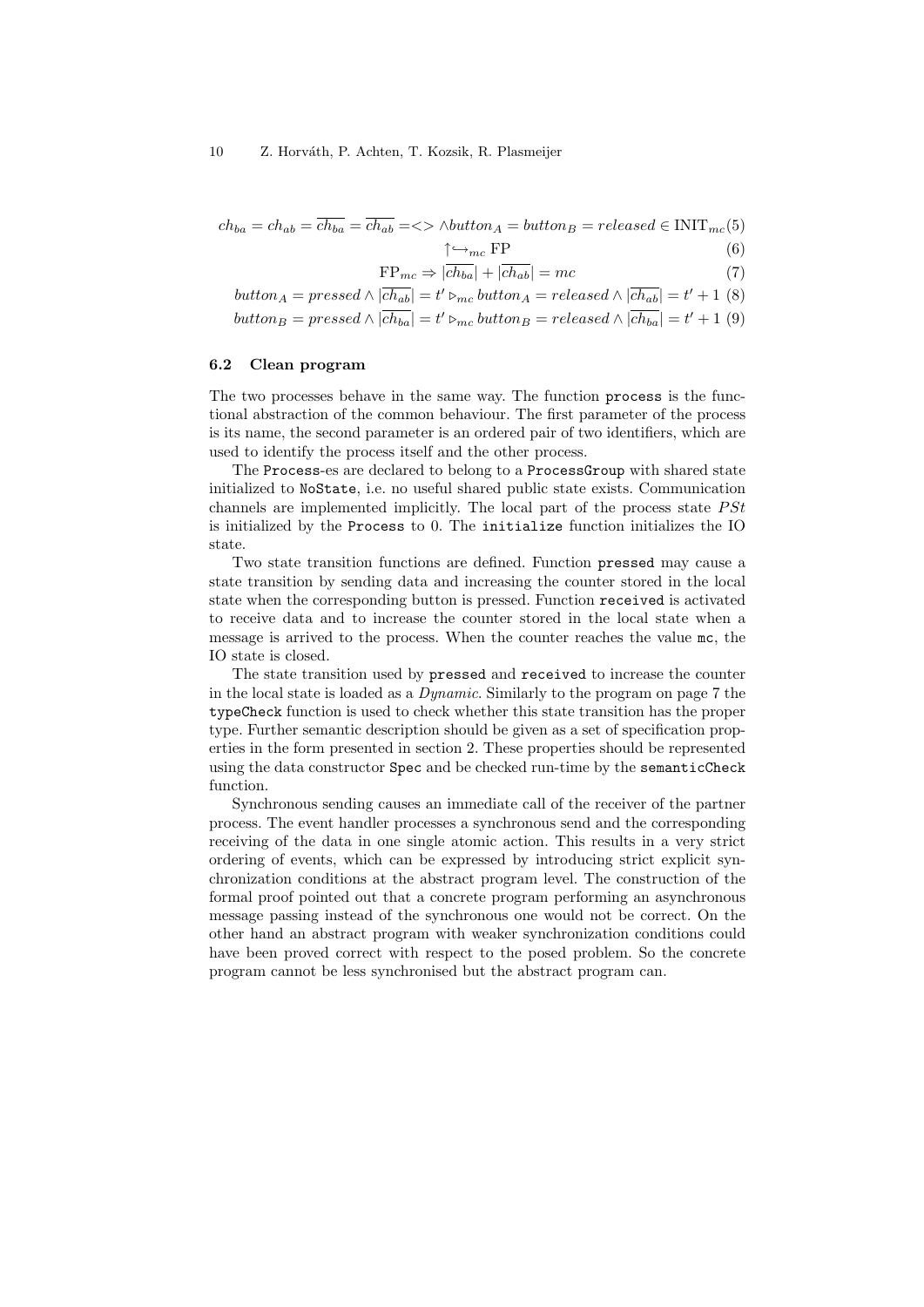$$ch_{ba} = ch_{ab} = \overline{ch_{ba}} = \overline{ch_{ab}} = <> \wedge button_A = button_B = released \in \mathrm{INIT}_{mc} \quad (5)$$

$$\uparrow \hookrightarrow_{mc} \mathrm{FP} \quad (6)$$

$$\mathrm{FP}_{mc} \Rightarrow |\overline{ch_{ba}}| + |\overline{ch_{ab}}| = mc \quad (7)$$

$$button_A = pressed \wedge |\overline{ch_{ab}}| = t' \triangleright_{mc} button_A = released \wedge |\overline{ch_{ab}}| = t' + 1 \quad (8)$$

$$button_B = pressed \wedge |\overline{ch_{ba}}| = t' \triangleright_{mc} button_B = released \wedge |\overline{ch_{ba}}| = t' + 1 \quad (9)$$

### 6.2 Clean program

The two processes behave in the same way. The function `process` is the functional abstraction of the common behaviour. The first parameter of the process is its name, the second parameter is an ordered pair of two identifiers, which are used to identify the process itself and the other process.

The `Process`-es are declared to belong to a `ProcessGroup` with shared state initialized to `NoState`, i.e. no useful shared public state exists. Communication channels are implemented implicitly. The local part of the process state *PSt* is initialized by the `Process` to 0. The `initialize` function initializes the IO state.

Two state transition functions are defined. Function `pressed` may cause a state transition by sending data and increasing the counter stored in the local state when the corresponding button is pressed. Function `received` is activated to receive data and to increase the counter stored in the local state when a message is arrived to the process. When the counter reaches the value `mc`, the IO state is closed.

The state transition used by `pressed` and `received` to increase the counter in the local state is loaded as a *Dynamic*. Similarly to the program on page 7 the `typeCheck` function is used to check whether this state transition has the proper type. Further semantic description should be given as a set of specification properties in the form presented in section 2. These properties should be represented using the data constructor `Spec` and be checked run-time by the `semanticCheck` function.

Synchronous sending causes an immediate call of the receiver of the partner process. The event handler processes a synchronous send and the corresponding receiving of the data in one single atomic action. This results in a very strict ordering of events, which can be expressed by introducing strict explicit synchronization conditions at the abstract program level. The construction of the formal proof pointed out that a concrete program performing an asynchronous message passing instead of the synchronous one would not be correct. On the other hand an abstract program with weaker synchronization conditions could have been proved correct with respect to the posed problem. So the concrete program cannot be less synchronised but the abstract program can.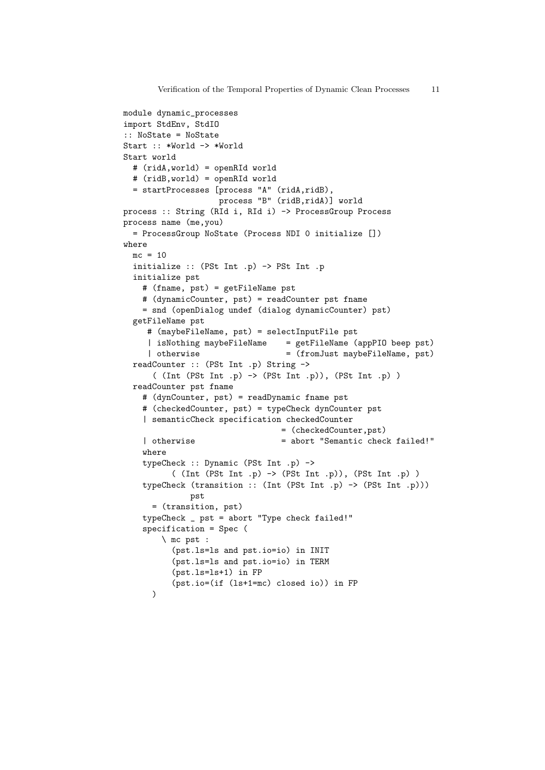```
module dynamic_processes
import StdEnv, StdIO
:: NoState = NoState
Start :: *World -> *World
Start world
  # (ridA,world) = openRId world
  # (ridB,world) = openRId world
  = startProcesses [process "A" (ridA,ridB),
                    process "B" (ridB,ridA)] world
process :: String (RId i, RId i) -> ProcessGroup Process
process name (me,you)
  = ProcessGroup NoState (Process NDI 0 initialize [])
where
  mc = 10
  initialize :: (PSt Int .p) -> PSt Int .p
  initialize pst
    # (fname, pst) = getFileName pst
    # (dynamicCounter, pst) = readCounter pst fname
    = snd (openDialog undef (dialog dynamicCounter) pst)
  getFileName pst
     # (maybeFileName, pst) = selectInputFile pst
     | isNothing maybeFileName    = getFileName (appPIO beep pst)
     | otherwise                  = (fromJust maybeFileName, pst)
  readCounter :: (PSt Int .p) String ->
      ( (Int (PSt Int .p) -> (PSt Int .p)), (PSt Int .p) )
  readCounter pst fname
    # (dynCounter, pst) = readDynamic fname pst
    # (checkedCounter, pst) = typeCheck dynCounter pst
    | semanticCheck specification checkedCounter
                                = (checkedCounter,pst)
    | otherwise                 = abort "Semantic check failed!"
    where
    typeCheck :: Dynamic (PSt Int .p) ->
          ( (Int (PSt Int .p) -> (PSt Int .p)), (PSt Int .p) )
    typeCheck (transition :: (Int (PSt Int .p) -> (PSt Int .p)))
             pst
      = (transition, pst)
    typeCheck _ pst = abort "Type check failed!"
    specification = Spec (
        \ mc pst :
          (pst.ls=ls and pst.io=io) in INIT
          (pst.ls=ls and pst.io=io) in TERM
          (pst.ls=ls+1) in FP
          (pst.io=(if (ls+1=mc) closed io)) in FP
      )
```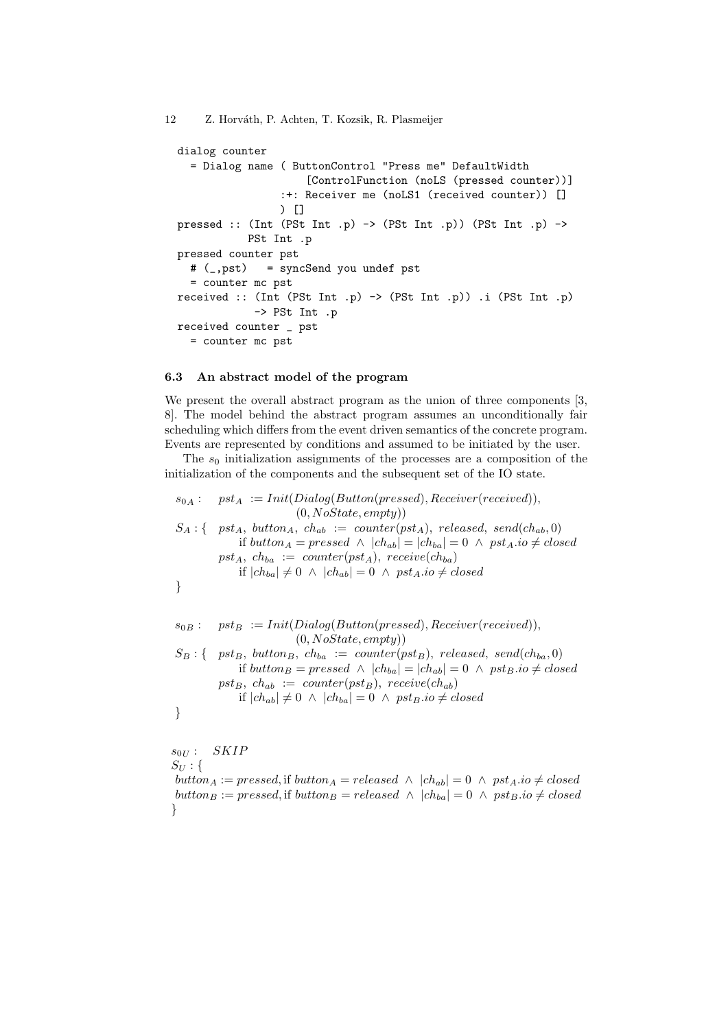```
dialog counter
  = Dialog name ( ButtonControl "Press me" DefaultWidth
                    [ControlFunction (noLS (pressed counter))]
                :+: Receiver me (noLS1 (received counter)) []
                ) []
pressed :: (Int (PSt Int .p) -> (PSt Int .p)) (PSt Int .p) ->
           PSt Int .p
pressed counter pst
  # (_,pst)   = syncSend you undef pst
  = counter mc pst
received :: (Int (PSt Int .p) -> (PSt Int .p)) .i (PSt Int .p)
            -> PSt Int .p
received counter _ pst
  = counter mc pst
```

### 6.3 An abstract model of the program

We present the overall abstract program as the union of three components [3, 8]. The model behind the abstract program assumes an unconditionally fair scheduling which differs from the event driven semantics of the concrete program. Events are represented by conditions and assumed to be initiated by the user.

The $s_0$ initialization assignments of the processes are a composition of the initialization of the components and the subsequent set of the IO state.

$$
\begin{array}{ll}
s_{0A}: & pst_A \;:= Init(Dialog(Button(pressed), Receiver(received)), \\
 & \qquad\qquad (0, NoState, empty)) \\
S_A: \{ & pst_A,\ button_A,\ ch_{ab} \;:=\; counter(pst_A),\ released,\ send(ch_{ab}, 0) \\
 & \quad \text{if } button_A = pressed \;\wedge\; |ch_{ab}| = |ch_{ba}| = 0 \;\wedge\; pst_A.io \neq closed \\
 & pst_A,\ ch_{ba} \;:=\; counter(pst_A),\ receive(ch_{ba}) \\
 & \quad \text{if } |ch_{ba}| \neq 0 \;\wedge\; |ch_{ab}| = 0 \;\wedge\; pst_A.io \neq closed \\
\}
\end{array}
$$

$$
\begin{array}{ll}
s_{0B}: & pst_B \;:= Init(Dialog(Button(pressed), Receiver(received)), \\
 & \qquad\qquad (0, NoState, empty)) \\
S_B: \{ & pst_B,\ button_B,\ ch_{ba} \;:=\; counter(pst_B),\ released,\ send(ch_{ba}, 0) \\
 & \quad \text{if } button_B = pressed \;\wedge\; |ch_{ba}| = |ch_{ab}| = 0 \;\wedge\; pst_B.io \neq closed \\
 & pst_B,\ ch_{ab} \;:=\; counter(pst_B),\ receive(ch_{ab}) \\
 & \quad \text{if } |ch_{ab}| \neq 0 \;\wedge\; |ch_{ba}| = 0 \;\wedge\; pst_B.io \neq closed \\
\}
\end{array}
$$

$$
\begin{array}{l}
s_{0U}: \quad SKIP \\
S_U: \{ \\
button_A := pressed, \text{if } button_A = released \;\wedge\; |ch_{ab}| = 0 \;\wedge\; pst_A.io \neq closed \\
button_B := pressed, \text{if } button_B = released \;\wedge\; |ch_{ba}| = 0 \;\wedge\; pst_B.io \neq closed \\
\}
\end{array}
$$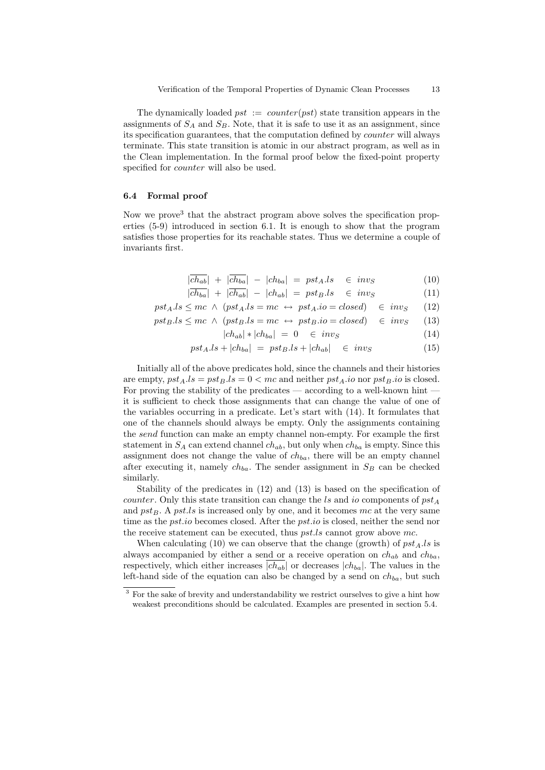The dynamically loaded $pst := counter(pst)$ state transition appears in the assignments of $S_A$ and $S_B$. Note, that it is safe to use it as an assignment, since its specification guarantees, that the computation defined by *counter* will always terminate. This state transition is atomic in our abstract program, as well as in the Clean implementation. In the formal proof below the fixed-point property specified for *counter* will also be used.

### 6.4 Formal proof

Now we prove[3] that the abstract program above solves the specification properties (5-9) introduced in section 6.1. It is enough to show that the program satisfies those properties for its reachable states. Thus we determine a couple of invariants first.

$$|\overline{ch_{ab}}| \ + \ |\overline{ch_{ba}}| \ - \ |ch_{ba}| \ = \ pst_A.ls \quad \in \ inv_S \tag{10}$$

$$|\overline{ch_{ba}}| \ + \ |\overline{ch_{ab}}| \ - \ |ch_{ab}| \ = \ pst_B.ls \quad \in \ inv_S \tag{11}$$

$$pst_A.ls \leq mc \ \wedge \ (pst_A.ls = mc \ \leftrightarrow \ pst_A.io = closed) \quad \in \ inv_S \tag{12}$$

$$pst_B.ls \leq mc \ \wedge \ (pst_B.ls = mc \ \leftrightarrow \ pst_B.io = closed) \quad \in \ inv_S \tag{13}$$

$$|ch_{ab}| * |ch_{ba}| \ = \ 0 \quad \in \ inv_S \tag{14}$$

$$pst_A.ls + |ch_{ba}| \ = \ pst_B.ls + |ch_{ab}| \quad \in \ inv_S \tag{15}$$

Initially all of the above predicates hold, since the channels and their histories are empty, $pst_A.ls = pst_B.ls = 0 < mc$ and neither $pst_A.io$ nor $pst_B.io$ is closed. For proving the stability of the predicates — according to a well-known hint — it is sufficient to check those assignments that can change the value of one of the variables occurring in a predicate. Let's start with (14). It formulates that one of the channels should always be empty. Only the assignments containing the *send* function can make an empty channel non-empty. For example the first statement in $S_A$ can extend channel $ch_{ab}$, but only when $ch_{ba}$ is empty. Since this assignment does not change the value of $ch_{ba}$, there will be an empty channel after executing it, namely $ch_{ba}$. The sender assignment in $S_B$ can be checked similarly.

Stability of the predicates in (12) and (13) is based on the specification of *counter*. Only this state transition can change the *ls* and *io* components of $pst_A$ and $pst_B$. A $pst.ls$ is increased only by one, and it becomes $mc$ at the very same time as the $pst.io$ becomes closed. After the $pst.io$ is closed, neither the send nor the receive statement can be executed, thus $pst.ls$ cannot grow above $mc$.

When calculating (10) we can observe that the change (growth) of $pst_A.ls$ is always accompanied by either a send or a receive operation on $ch_{ab}$ and $ch_{ba}$, respectively, which either increases $|\overline{ch_{ab}}|$ or decreases $|ch_{ba}|$. The values in the left-hand side of the equation can also be changed by a send on $ch_{ba}$, but such

[3] For the sake of brevity and understandability we restrict ourselves to give a hint how weakest preconditions should be calculated. Examples are presented in section 5.4.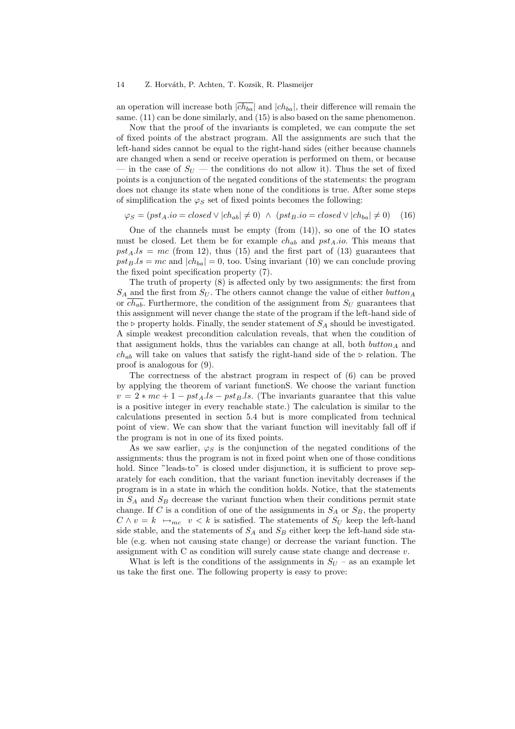an operation will increase both $|\overline{ch_{ba}}|$ and $|ch_{ba}|$, their difference will remain the same. (11) can be done similarly, and (15) is also based on the same phenomenon.

Now that the proof of the invariants is completed, we can compute the set of fixed points of the abstract program. All the assignments are such that the left-hand sides cannot be equal to the right-hand sides (either because channels are changed when a send or receive operation is performed on them, or because — in the case of $S_U$ — the conditions do not allow it). Thus the set of fixed points is a conjunction of the negated conditions of the statements: the program does not change its state when none of the conditions is true. After some steps of simplification the $\varphi_S$ set of fixed points becomes the following:

$$\varphi_S = (pst_A.io = closed \lor |ch_{ab}| \neq 0) \;\land\; (pst_B.io = closed \lor |ch_{ba}| \neq 0) \quad (16)$$

One of the channels must be empty (from (14)), so one of the IO states must be closed. Let them be for example $ch_{ab}$ and $pst_A.io$. This means that $pst_A.ls = mc$ (from 12), thus (15) and the first part of (13) guarantees that $pst_B.ls = mc$ and $|ch_{ba}| = 0$, too. Using invariant (10) we can conclude proving the fixed point specification property (7).

The truth of property (8) is affected only by two assignments: the first from $S_A$ and the first from $S_U$. The others cannot change the value of either $button_A$ or $\overline{ch_{ab}}$. Furthermore, the condition of the assignment from $S_U$ guarantees that this assignment will never change the state of the program if the left-hand side of the $\rhd$ property holds. Finally, the sender statement of $S_A$ should be investigated. A simple weakest precondition calculation reveals, that when the condition of that assignment holds, thus the variables can change at all, both $button_A$ and $ch_{ab}$ will take on values that satisfy the right-hand side of the $\rhd$ relation. The proof is analogous for (9).

The correctness of the abstract program in respect of (6) can be proved by applying the theorem of variant functionS. We choose the variant function $v = 2 * mc + 1 - pst_A.ls - pst_B.ls$. (The invariants guarantee that this value is a positive integer in every reachable state.) The calculation is similar to the calculations presented in section 5.4 but is more complicated from technical point of view. We can show that the variant function will inevitably fall off if the program is not in one of its fixed points.

As we saw earlier, $\varphi_S$ is the conjunction of the negated conditions of the assignments: thus the program is not in fixed point when one of those conditions hold. Since "leads-to" is closed under disjunction, it is sufficient to prove separately for each condition, that the variant function inevitably decreases if the program is in a state in which the condition holds. Notice, that the statements in $S_A$ and $S_B$ decrease the variant function when their conditions permit state change. If $C$ is a condition of one of the assignments in $S_A$ or $S_B$, the property $C \land v = k \;\;\mapsto_{mc}\;\; v < k$ is satisfied. The statements of $S_U$ keep the left-hand side stable, and the statements of $S_A$ and $S_B$ either keep the left-hand side stable (e.g. when not causing state change) or decrease the variant function. The assignment with C as condition will surely cause state change and decrease $v$.

What is left is the conditions of the assignments in $S_U$ – as an example let us take the first one. The following property is easy to prove: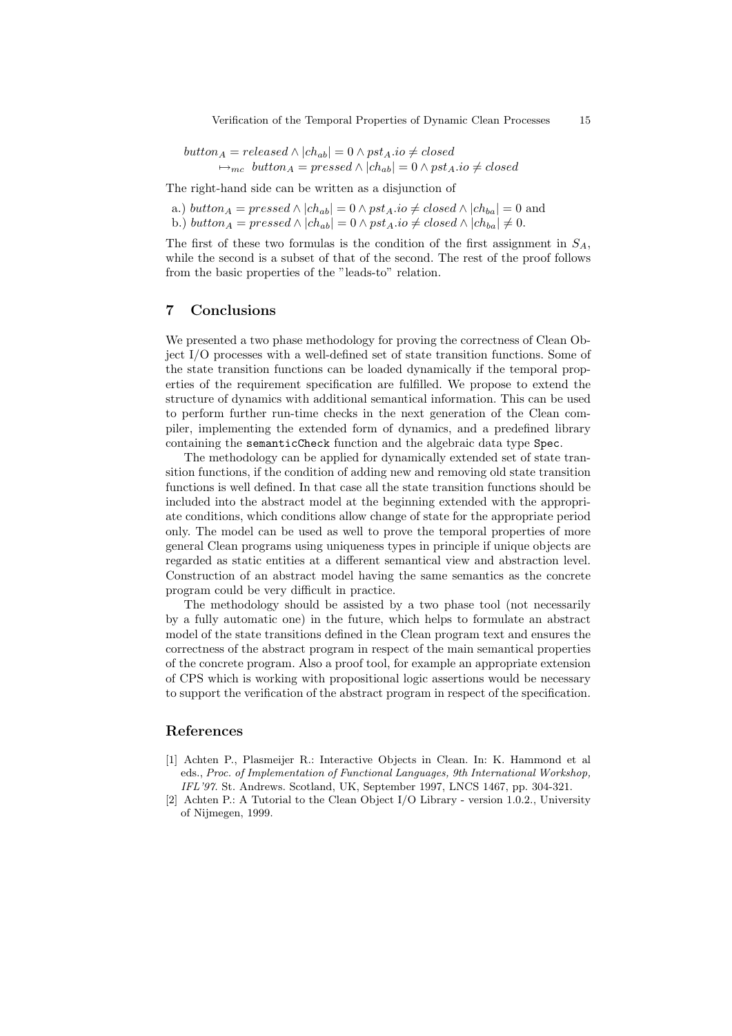$$button_A = released \wedge |ch_{ab}| = 0 \wedge pst_A.io \neq closed$$
$$\mapsto_{mc} \; button_A = pressed \wedge |ch_{ab}| = 0 \wedge pst_A.io \neq closed$$

The right-hand side can be written as a disjunction of

a.) $button_A = pressed \wedge |ch_{ab}| = 0 \wedge pst_A.io \neq closed \wedge |ch_{ba}| = 0$ and
b.) $button_A = pressed \wedge |ch_{ab}| = 0 \wedge pst_A.io \neq closed \wedge |ch_{ba}| \neq 0$.

The first of these two formulas is the condition of the first assignment in $S_A$, while the second is a subset of that of the second. The rest of the proof follows from the basic properties of the "leads-to" relation.

## 7 Conclusions

We presented a two phase methodology for proving the correctness of Clean Object I/O processes with a well-defined set of state transition functions. Some of the state transition functions can be loaded dynamically if the temporal properties of the requirement specification are fulfilled. We propose to extend the structure of dynamics with additional semantical information. This can be used to perform further run-time checks in the next generation of the Clean compiler, implementing the extended form of dynamics, and a predefined library containing the `semanticCheck` function and the algebraic data type `Spec`.

The methodology can be applied for dynamically extended set of state transition functions, if the condition of adding new and removing old state transition functions is well defined. In that case all the state transition functions should be included into the abstract model at the beginning extended with the appropriate conditions, which conditions allow change of state for the appropriate period only. The model can be used as well to prove the temporal properties of more general Clean programs using uniqueness types in principle if unique objects are regarded as static entities at a different semantical view and abstraction level. Construction of an abstract model having the same semantics as the concrete program could be very difficult in practice.

The methodology should be assisted by a two phase tool (not necessarily by a fully automatic one) in the future, which helps to formulate an abstract model of the state transitions defined in the Clean program text and ensures the correctness of the abstract program in respect of the main semantical properties of the concrete program. Also a proof tool, for example an appropriate extension of CPS which is working with propositional logic assertions would be necessary to support the verification of the abstract program in respect of the specification.

## References

[1] Achten P., Plasmeijer R.: Interactive Objects in Clean. In: K. Hammond et al eds., *Proc. of Implementation of Functional Languages, 9th International Workshop, IFL'97.* St. Andrews. Scotland, UK, September 1997, LNCS 1467, pp. 304-321.

[2] Achten P.: A Tutorial to the Clean Object I/O Library - version 1.0.2., University of Nijmegen, 1999.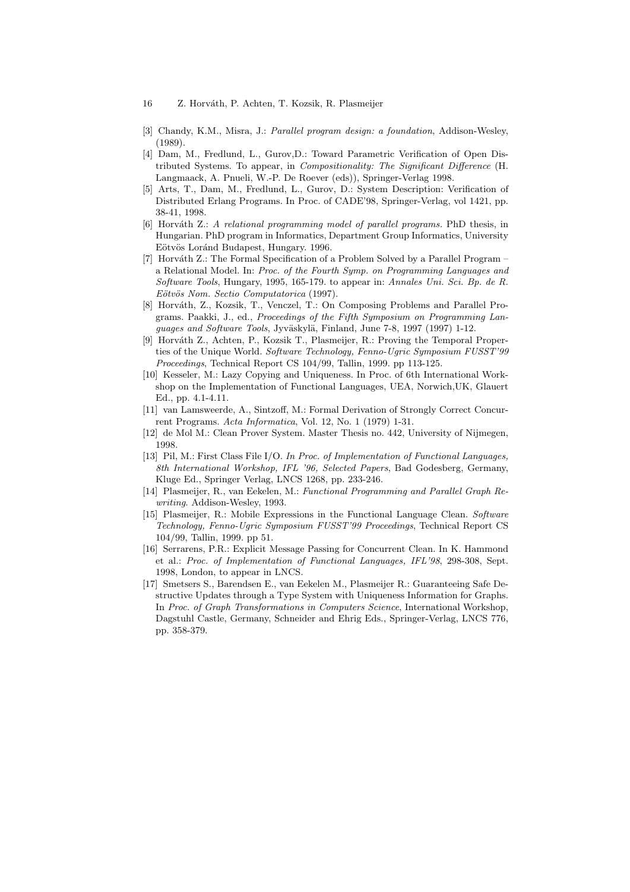[3] Chandy, K.M., Misra, J.: *Parallel program design: a foundation*, Addison-Wesley, (1989).

[4] Dam, M., Fredlund, L., Gurov,D.: Toward Parametric Verification of Open Distributed Systems. To appear, in *Compositionality: The Significant Difference* (H. Langmaack, A. Pnueli, W.-P. De Roever (eds)), Springer-Verlag 1998.

[5] Arts, T., Dam, M., Fredlund, L., Gurov, D.: System Description: Verification of Distributed Erlang Programs. In Proc. of CADE'98, Springer-Verlag, vol 1421, pp. 38-41, 1998.

[6] Horváth Z.: *A relational programming model of parallel programs.* PhD thesis, in Hungarian. PhD program in Informatics, Department Group Informatics, University Eötvös Loránd Budapest, Hungary. 1996.

[7] Horváth Z.: The Formal Specification of a Problem Solved by a Parallel Program – a Relational Model. In: *Proc. of the Fourth Symp. on Programming Languages and Software Tools*, Hungary, 1995, 165-179. to appear in: *Annales Uni. Sci. Bp. de R. Eötvös Nom. Sectio Computatorica* (1997).

[8] Horváth, Z., Kozsik, T., Venczel, T.: On Composing Problems and Parallel Programs. Paakki, J., ed., *Proceedings of the Fifth Symposium on Programming Languages and Software Tools*, Jyväskylä, Finland, June 7-8, 1997 (1997) 1-12.

[9] Horváth Z., Achten, P., Kozsik T., Plasmeijer, R.: Proving the Temporal Properties of the Unique World. *Software Technology, Fenno-Ugric Symposium FUSST'99 Proceedings*, Technical Report CS 104/99, Tallin, 1999. pp 113-125.

[10] Kesseler, M.: Lazy Copying and Uniqueness. In Proc. of 6th International Workshop on the Implementation of Functional Languages, UEA, Norwich,UK, Glauert Ed., pp. 4.1-4.11.

[11] van Lamsweerde, A., Sintzoff, M.: Formal Derivation of Strongly Correct Concurrent Programs. *Acta Informatica*, Vol. 12, No. 1 (1979) 1-31.

[12] de Mol M.: Clean Prover System. Master Thesis no. 442, University of Nijmegen, 1998.

[13] Pil, M.: First Class File I/O. *In Proc. of Implementation of Functional Languages, 8th International Workshop, IFL '96, Selected Papers*, Bad Godesberg, Germany, Kluge Ed., Springer Verlag, LNCS 1268, pp. 233-246.

[14] Plasmeijer, R., van Eekelen, M.: *Functional Programming and Parallel Graph Rewriting*. Addison-Wesley, 1993.

[15] Plasmeijer, R.: Mobile Expressions in the Functional Language Clean. *Software Technology, Fenno-Ugric Symposium FUSST'99 Proceedings*, Technical Report CS 104/99, Tallin, 1999. pp 51.

[16] Serrarens, P.R.: Explicit Message Passing for Concurrent Clean. In K. Hammond et al.: *Proc. of Implementation of Functional Languages, IFL'98*, 298-308, Sept. 1998, London, to appear in LNCS.

[17] Smetsers S., Barendsen E., van Eekelen M., Plasmeijer R.: Guaranteeing Safe Destructive Updates through a Type System with Uniqueness Information for Graphs. In *Proc. of Graph Transformations in Computers Science*, International Workshop, Dagstuhl Castle, Germany, Schneider and Ehrig Eds., Springer-Verlag, LNCS 776, pp. 358-379.